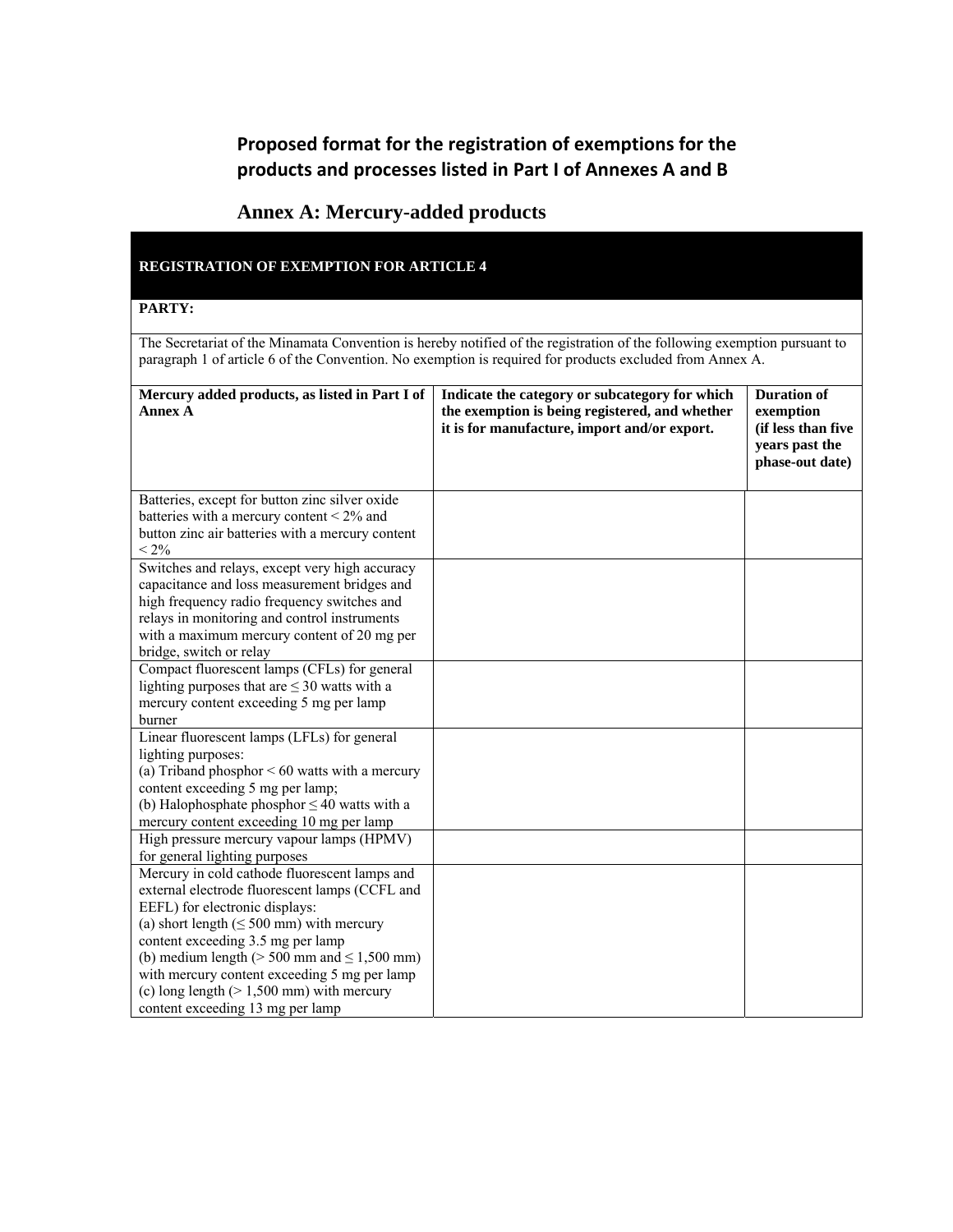## Proposed format for the registration of exemptions for the products and processes listed in Part I of Annexes A and B

## Annex A: Mercury-added products

| REGISTRATION OF EXEMPTION FOR ARTICLE 4 | | |
|---|---|---|
| **PARTY:** | | |
| The Secretariat of the Minamata Convention is hereby notified of the registration of the following exemption pursuant to paragraph 1 of article 6 of the Convention. No exemption is required for products excluded from Annex A. | | |
| **Mercury added products, as listed in Part I of Annex A** | **Indicate the category or subcategory for which the exemption is being registered, and whether it is for manufacture, import and/or export.** | **Duration of exemption (if less than five years past the phase-out date)** |
| Batteries, except for button zinc silver oxide batteries with a mercury content < 2% and button zinc air batteries with a mercury content < 2% | | |
| Switches and relays, except very high accuracy capacitance and loss measurement bridges and high frequency radio frequency switches and relays in monitoring and control instruments with a maximum mercury content of 20 mg per bridge, switch or relay | | |
| Compact fluorescent lamps (CFLs) for general lighting purposes that are ≤ 30 watts with a mercury content exceeding 5 mg per lamp burner | | |
| Linear fluorescent lamps (LFLs) for general lighting purposes:<br>(a) Triband phosphor < 60 watts with a mercury content exceeding 5 mg per lamp;<br>(b) Halophosphate phosphor ≤ 40 watts with a mercury content exceeding 10 mg per lamp | | |
| High pressure mercury vapour lamps (HPMV) for general lighting purposes | | |
| Mercury in cold cathode fluorescent lamps and external electrode fluorescent lamps (CCFL and EEFL) for electronic displays:<br>(a) short length (≤ 500 mm) with mercury content exceeding 3.5 mg per lamp<br>(b) medium length (> 500 mm and ≤ 1,500 mm) with mercury content exceeding 5 mg per lamp<br>(c) long length (> 1,500 mm) with mercury content exceeding 13 mg per lamp | | |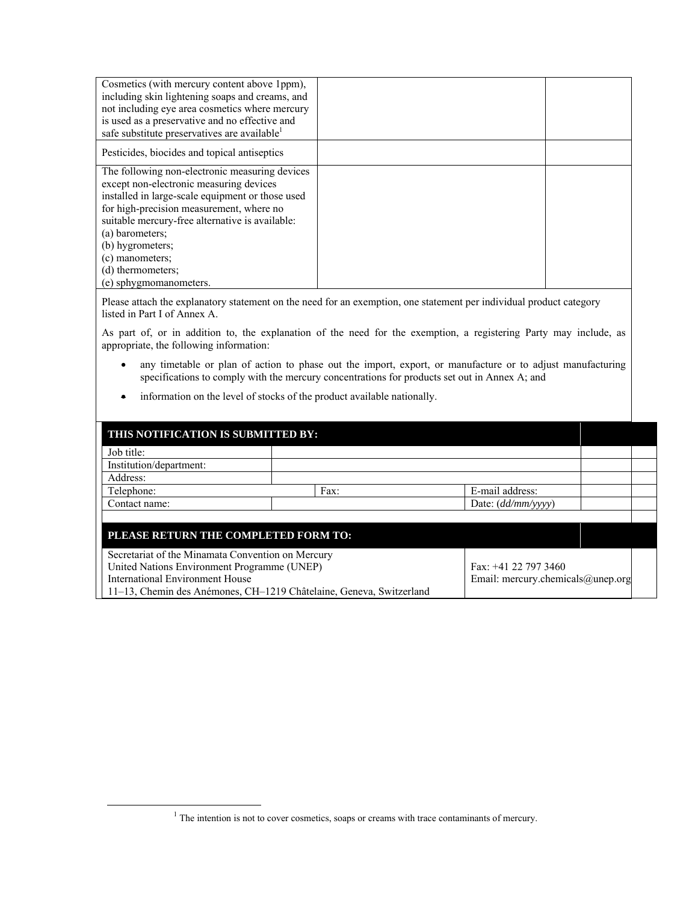| | | |
|---|---|---|
| Cosmetics (with mercury content above 1ppm), including skin lightening soaps and creams, and not including eye area cosmetics where mercury is used as a preservative and no effective and safe substitute preservatives are available[1] | | |
| Pesticides, biocides and topical antiseptics | | |
| The following non-electronic measuring devices except non-electronic measuring devices installed in large-scale equipment or those used for high-precision measurement, where no suitable mercury-free alternative is available:<br>(a) barometers;<br>(b) hygrometers;<br>(c) manometers;<br>(d) thermometers;<br>(e) sphygmomanometers. | | |

Please attach the explanatory statement on the need for an exemption, one statement per individual product category listed in Part I of Annex A.

As part of, or in addition to, the explanation of the need for the exemption, a registering Party may include, as appropriate, the following information:

- any timetable or plan of action to phase out the import, export, or manufacture or to adjust manufacturing specifications to comply with the mercury concentrations for products set out in Annex A; and
- information on the level of stocks of the product available nationally.

| **THIS NOTIFICATION IS SUBMITTED BY:** | | | |
|---|---|---|---|
| Job title: | | | |
| Institution/department: | | | |
| Address: | | | |
| Telephone: | Fax: | E-mail address: | |
| Contact name: | | Date: (*dd/mm/yyyy*) | |

| **PLEASE RETURN THE COMPLETED FORM TO:** | |
|---|---|
| Secretariat of the Minamata Convention on Mercury<br>United Nations Environment Programme (UNEP)<br>International Environment House<br>11–13, Chemin des Anémones, CH–1219 Châtelaine, Geneva, Switzerland | Fax: +41 22 797 3460<br>Email: mercury.chemicals@unep.org |

[1] The intention is not to cover cosmetics, soaps or creams with trace contaminants of mercury.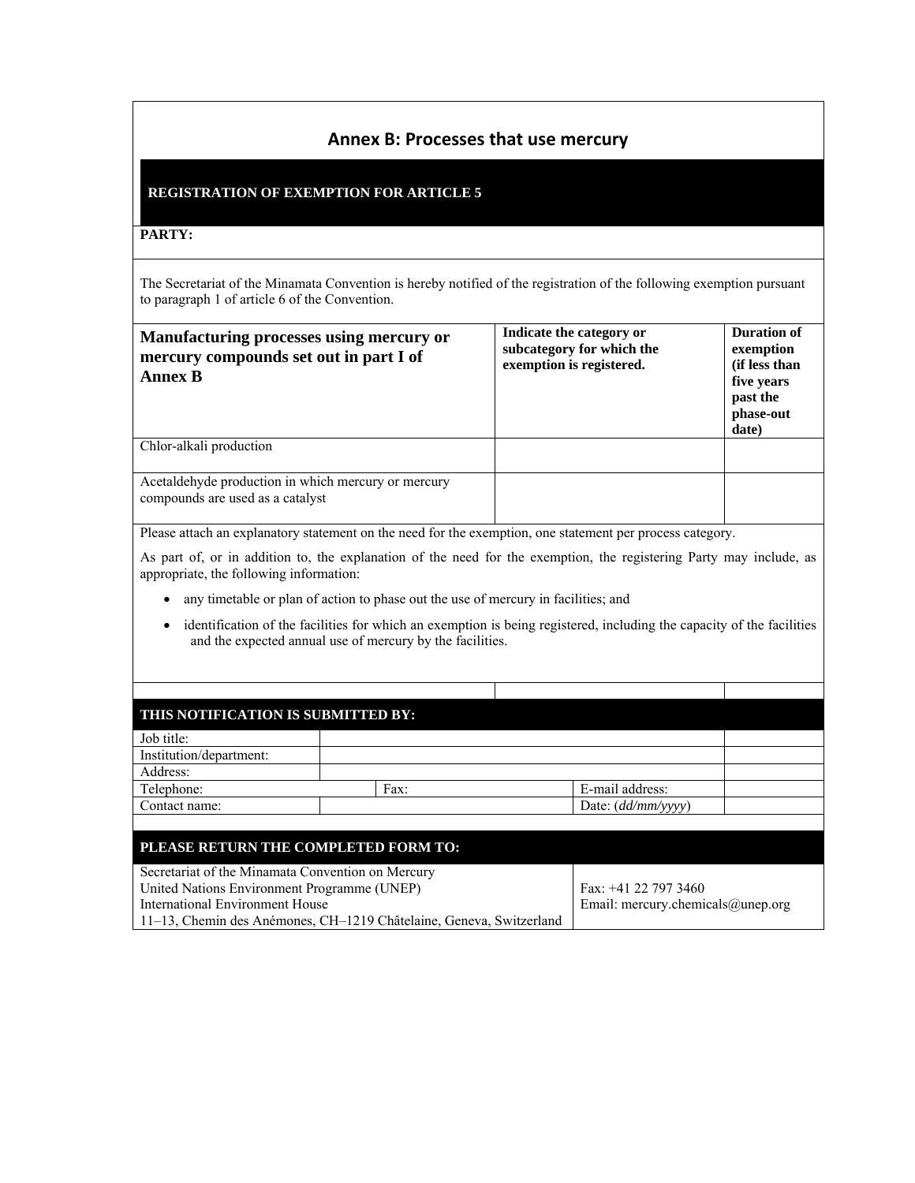## Annex B: Processes that use mercury

**REGISTRATION OF EXEMPTION FOR ARTICLE 5**

**PARTY:**

The Secretariat of the Minamata Convention is hereby notified of the registration of the following exemption pursuant to paragraph 1 of article 6 of the Convention.

| **Manufacturing processes using mercury or mercury compounds set out in part I of Annex B** | **Indicate the category or subcategory for which the exemption is registered.** | **Duration of exemption (if less than five years past the phase-out date)** |
|---|---|---|
| Chlor-alkali production | | |
| Acetaldehyde production in which mercury or mercury compounds are used as a catalyst | | |

Please attach an explanatory statement on the need for the exemption, one statement per process category.

As part of, or in addition to, the explanation of the need for the exemption, the registering Party may include, as appropriate, the following information:

- any timetable or plan of action to phase out the use of mercury in facilities; and
- identification of the facilities for which an exemption is being registered, including the capacity of the facilities and the expected annual use of mercury by the facilities.

**THIS NOTIFICATION IS SUBMITTED BY:**

| | | | |
|---|---|---|---|
| Job title: | | | |
| Institution/department: | | | |
| Address: | | | |
| Telephone: | Fax: | E-mail address: | |
| Contact name: | | Date: (*dd/mm/yyyy*) | |

**PLEASE RETURN THE COMPLETED FORM TO:**

| | |
|---|---|
| Secretariat of the Minamata Convention on Mercury<br>United Nations Environment Programme (UNEP)<br>International Environment House<br>11–13, Chemin des Anémones, CH–1219 Châtelaine, Geneva, Switzerland | Fax: +41 22 797 3460<br>Email: mercury.chemicals@unep.org |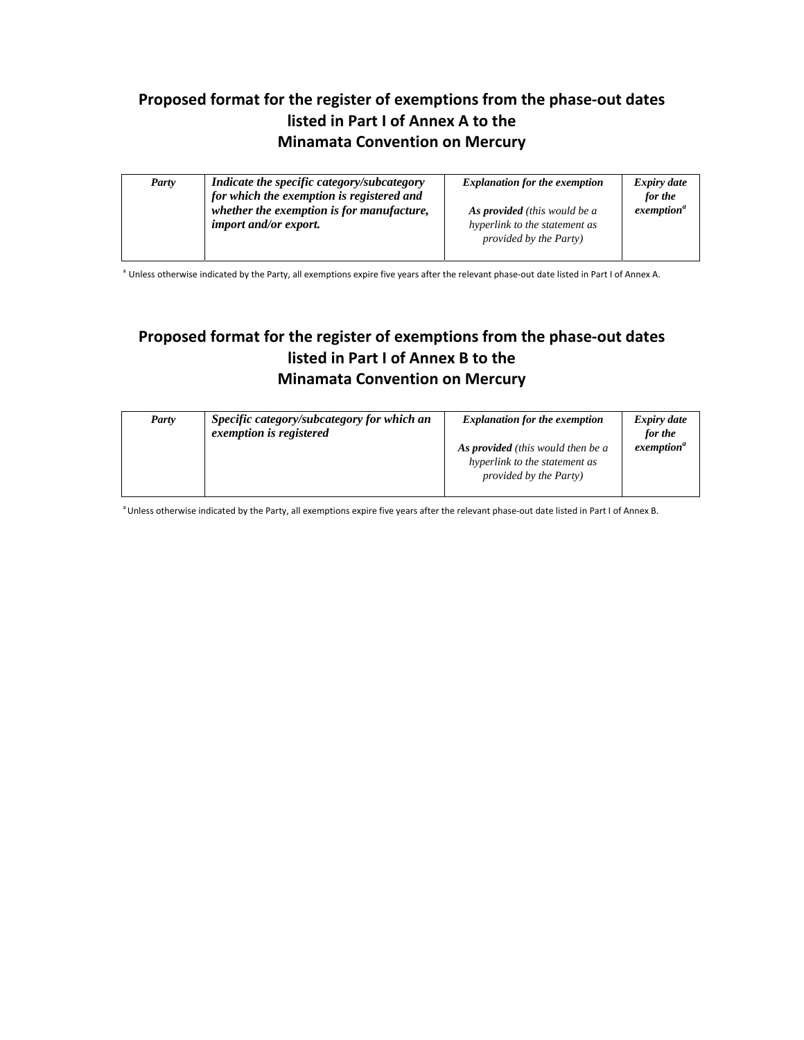## Proposed format for the register of exemptions from the phase-out dates listed in Part I of Annex A to the Minamata Convention on Mercury

| *Party* | ***Indicate the specific category/subcategory for which the exemption is registered and whether the exemption is for manufacture, import and/or export.*** | ***Explanation for the exemption***<br><br>***As provided*** *(this would be a hyperlink to the statement as provided by the Party)* | ***Expiry date for the exemption***[a] |
|---|---|---|---|
| | | | |

[a] Unless otherwise indicated by the Party, all exemptions expire five years after the relevant phase-out date listed in Part I of Annex A.

## Proposed format for the register of exemptions from the phase-out dates listed in Part I of Annex B to the Minamata Convention on Mercury

| *Party* | ***Specific category/subcategory for which an exemption is registered*** | ***Explanation for the exemption***<br><br>***As provided*** *(this would then be a hyperlink to the statement as provided by the Party)* | ***Expiry date for the exemption***[a] |
|---|---|---|---|
| | | | |

[a] Unless otherwise indicated by the Party, all exemptions expire five years after the relevant phase-out date listed in Part I of Annex B.